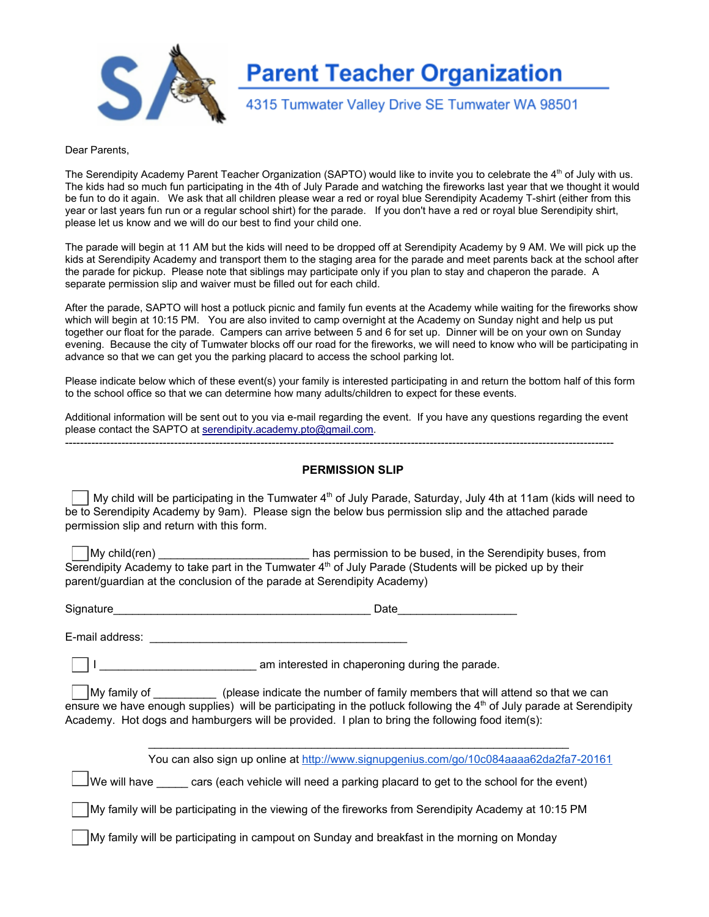# Parent Teacher Organization

4315 Tumwater Valley Drive SE Tumwater WA 98501

Dear Parents,

The Serendipity Academy Parent Teacher Organization (SAPTO) would like to invite you to celebrate the 4th of July with us. The kids had so much fun participating in the 4th of July Parade and watching the fireworks last year that we thought it would be fun to do it again. We ask that all children please wear a red or royal blue Serendipity Academy T-shirt (either from this year or last years fun run or a regular school shirt) for the parade. If you don't have a red or royal blue Serendipity shirt, please let us know and we will do our best to find your child one.

The parade will begin at 11 AM but the kids will need to be dropped off at Serendipity Academy by 9 AM. We will pick up the kids at Serendipity Academy and transport them to the staging area for the parade and meet parents back at the school after the parade for pickup. Please note that siblings may participate only if you plan to stay and chaperon the parade. A separate permission slip and waiver must be filled out for each child.

After the parade, SAPTO will host a potluck picnic and family fun events at the Academy while waiting for the fireworks show which will begin at 10:15 PM. You are also invited to camp overnight at the Academy on Sunday night and help us put together our float for the parade. Campers can arrive between 5 and 6 for set up. Dinner will be on your own on Sunday evening. Because the city of Tumwater blocks off our road for the fireworks, we will need to know who will be participating in advance so that we can get you the parking placard to access the school parking lot.

Please indicate below which of these event(s) your family is interested participating in and return the bottom half of this form to the school office so that we can determine how many adults/children to expect for these events.

Additional information will be sent out to you via e-mail regarding the event. If you have any questions regarding the event please contact the SAPTO at serendipity.academy.pto@gmail.com.

---

**PERMISSION SLIP**

☐ My child will be participating in the Tumwater 4th of July Parade, Saturday, July 4th at 11am (kids will need to be to Serendipity Academy by 9am). Please sign the below bus permission slip and the attached parade permission slip and return with this form.

☐ My child(ren) ________________________ has permission to be bused, in the Serendipity buses, from Serendipity Academy to take part in the Tumwater 4th of July Parade (Students will be picked up by their parent/guardian at the conclusion of the parade at Serendipity Academy)

Signature_________________________________________ Date___________________

E-mail address: __________________________________________

☐ I _________________________ am interested in chaperoning during the parade.

☐ My family of __________ (please indicate the number of family members that will attend so that we can ensure we have enough supplies) will be participating in the potluck following the 4th of July parade at Serendipity Academy. Hot dogs and hamburgers will be provided. I plan to bring the following food item(s):

_____________________________________________________________________

You can also sign up online at http://www.signupgenius.com/go/10c084aaaa62da2fa7-20161

☐ We will have _____ cars (each vehicle will need a parking placard to get to the school for the event)

☐ My family will be participating in the viewing of the fireworks from Serendipity Academy at 10:15 PM

☐ My family will be participating in campout on Sunday and breakfast in the morning on Monday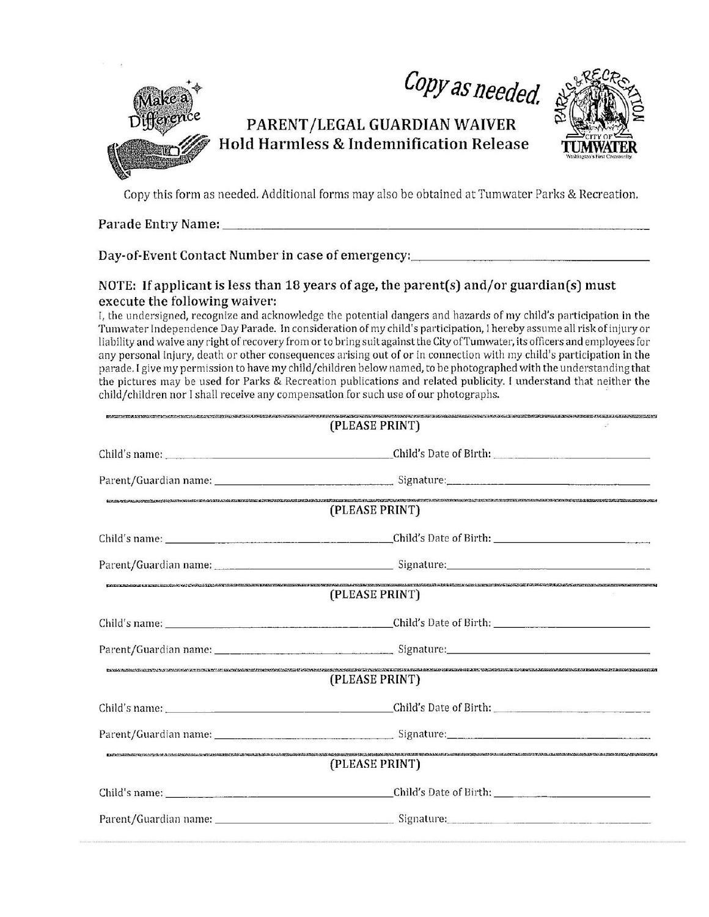*Copy as needed.*

# PARENT/LEGAL GUARDIAN WAIVER
## Hold Harmless & Indemnification Release

Copy this form as needed. Additional forms may also be obtained at Tumwater Parks & Recreation.

Parade Entry Name: ______________________________________________

Day-of-Event Contact Number in case of emergency: ______________________

### NOTE: If applicant is less than 18 years of age, the parent(s) and/or guardian(s) must execute the following waiver:

I, the undersigned, recognize and acknowledge the potential dangers and hazards of my child's participation in the Tumwater Independence Day Parade. In consideration of my child's participation, I hereby assume all risk of injury or liability and waive any right of recovery from or to bring suit against the City of Tumwater, its officers and employees for any personal injury, death or other consequences arising out of or in connection with my child's participation in the parade. I give my permission to have my child/children below named, to be photographed with the understanding that the pictures may be used for Parks & Recreation publications and related publicity. I understand that neither the child/children nor I shall receive any compensation for such use of our photographs.

(PLEASE PRINT)

Child's name: ______________________ Child's Date of Birth: ______________________

Parent/Guardian name: ______________________ Signature: ______________________

(PLEASE PRINT)

Child's name: ______________________ Child's Date of Birth: ______________________

Parent/Guardian name: ______________________ Signature: ______________________

(PLEASE PRINT)

Child's name: ______________________ Child's Date of Birth: ______________________

Parent/Guardian name: ______________________ Signature: ______________________

(PLEASE PRINT)

Child's name: ______________________ Child's Date of Birth: ______________________

Parent/Guardian name: ______________________ Signature: ______________________

(PLEASE PRINT)

Child's name: ______________________ Child's Date of Birth: ______________________

Parent/Guardian name: ______________________ Signature: ______________________